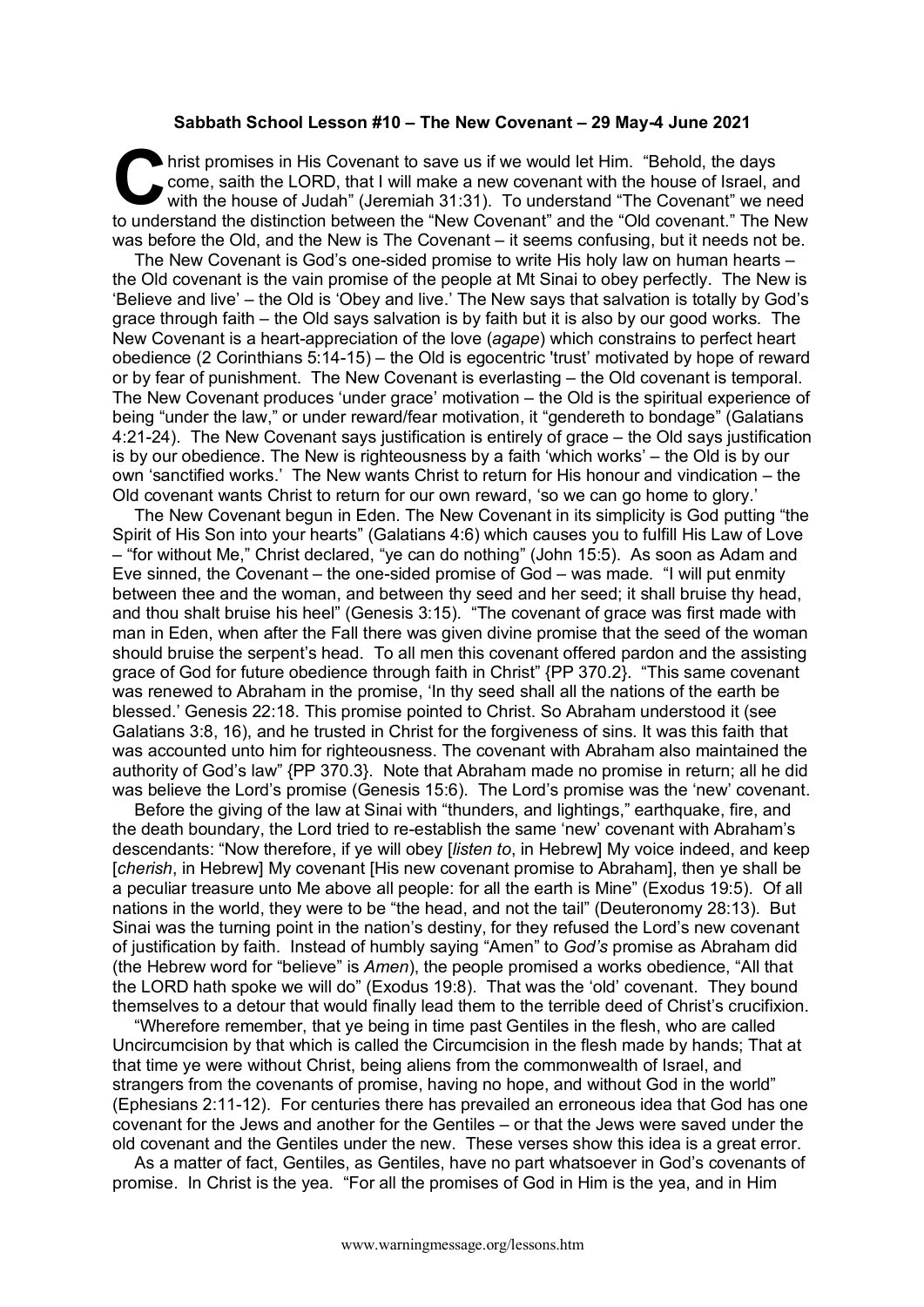**Sabbath School Lesson #10 – The New Covenant – 29 May-4 June 2021**

Christ promises in His Covenant to save us if we would let Him. "Behold, the days come, saith the LORD, that I will make a new covenant with the house of Israel, and with the house of Judah" (Jeremiah 31:31). To understand "The Covenant" we need to understand the distinction between the "New Covenant" and the "Old covenant." The New was before the Old, and the New is The Covenant – it seems confusing, but it needs not be.

The New Covenant is God's one-sided promise to write His holy law on human hearts – the Old covenant is the vain promise of the people at Mt Sinai to obey perfectly. The New is 'Believe and live' – the Old is 'Obey and live.' The New says that salvation is totally by God's grace through faith – the Old says salvation is by faith but it is also by our good works. The New Covenant is a heart-appreciation of the love (*agape*) which constrains to perfect heart obedience (2 Corinthians 5:14-15) – the Old is egocentric 'trust' motivated by hope of reward or by fear of punishment. The New Covenant is everlasting – the Old covenant is temporal. The New Covenant produces 'under grace' motivation – the Old is the spiritual experience of being "under the law," or under reward/fear motivation, it "gendereth to bondage" (Galatians 4:21-24). The New Covenant says justification is entirely of grace – the Old says justification is by our obedience. The New is righteousness by a faith 'which works' – the Old is by our own 'sanctified works.' The New wants Christ to return for His honour and vindication – the Old covenant wants Christ to return for our own reward, 'so we can go home to glory.'

The New Covenant begun in Eden. The New Covenant in its simplicity is God putting "the Spirit of His Son into your hearts" (Galatians 4:6) which causes you to fulfill His Law of Love – "for without Me," Christ declared, "ye can do nothing" (John 15:5). As soon as Adam and Eve sinned, the Covenant – the one-sided promise of God – was made. "I will put enmity between thee and the woman, and between thy seed and her seed; it shall bruise thy head, and thou shalt bruise his heel" (Genesis 3:15). "The covenant of grace was first made with man in Eden, when after the Fall there was given divine promise that the seed of the woman should bruise the serpent's head. To all men this covenant offered pardon and the assisting grace of God for future obedience through faith in Christ" {PP 370.2}. "This same covenant was renewed to Abraham in the promise, 'In thy seed shall all the nations of the earth be blessed.' Genesis 22:18. This promise pointed to Christ. So Abraham understood it (see Galatians 3:8, 16), and he trusted in Christ for the forgiveness of sins. It was this faith that was accounted unto him for righteousness. The covenant with Abraham also maintained the authority of God's law" {PP 370.3}. Note that Abraham made no promise in return; all he did was believe the Lord's promise (Genesis 15:6). The Lord's promise was the 'new' covenant.

Before the giving of the law at Sinai with "thunders, and lightings," earthquake, fire, and the death boundary, the Lord tried to re-establish the same 'new' covenant with Abraham's descendants: "Now therefore, if ye will obey [*listen to*, in Hebrew] My voice indeed, and keep [*cherish*, in Hebrew] My covenant [His new covenant promise to Abraham], then ye shall be a peculiar treasure unto Me above all people: for all the earth is Mine" (Exodus 19:5). Of all nations in the world, they were to be "the head, and not the tail" (Deuteronomy 28:13). But Sinai was the turning point in the nation's destiny, for they refused the Lord's new covenant of justification by faith. Instead of humbly saying "Amen" to *God's* promise as Abraham did (the Hebrew word for "believe" is *Amen*), the people promised a works obedience, "All that the LORD hath spoke we will do" (Exodus 19:8). That was the 'old' covenant. They bound themselves to a detour that would finally lead them to the terrible deed of Christ's crucifixion.

"Wherefore remember, that ye being in time past Gentiles in the flesh, who are called Uncircumcision by that which is called the Circumcision in the flesh made by hands; That at that time ye were without Christ, being aliens from the commonwealth of Israel, and strangers from the covenants of promise, having no hope, and without God in the world" (Ephesians 2:11-12). For centuries there has prevailed an erroneous idea that God has one covenant for the Jews and another for the Gentiles – or that the Jews were saved under the old covenant and the Gentiles under the new. These verses show this idea is a great error.

As a matter of fact, Gentiles, as Gentiles, have no part whatsoever in God's covenants of promise. In Christ is the yea. "For all the promises of God in Him is the yea, and in Him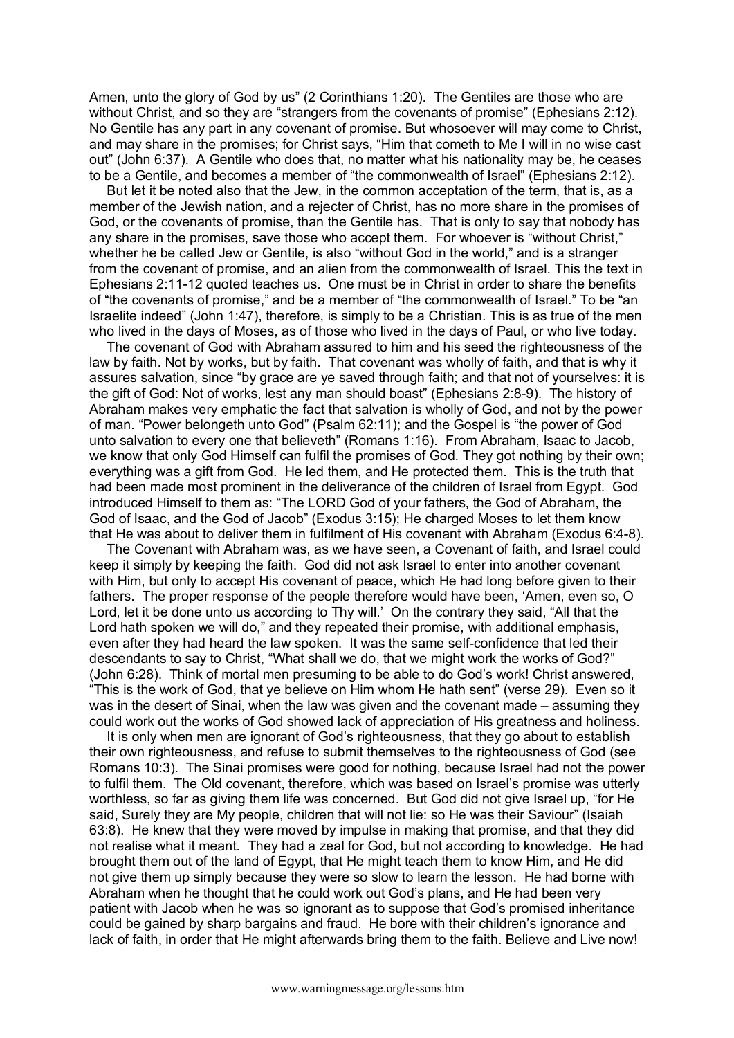Amen, unto the glory of God by us" (2 Corinthians 1:20). The Gentiles are those who are without Christ, and so they are "strangers from the covenants of promise" (Ephesians 2:12). No Gentile has any part in any covenant of promise. But whosoever will may come to Christ, and may share in the promises; for Christ says, "Him that cometh to Me I will in no wise cast out" (John 6:37). A Gentile who does that, no matter what his nationality may be, he ceases to be a Gentile, and becomes a member of "the commonwealth of Israel" (Ephesians 2:12).

But let it be noted also that the Jew, in the common acceptation of the term, that is, as a member of the Jewish nation, and a rejecter of Christ, has no more share in the promises of God, or the covenants of promise, than the Gentile has. That is only to say that nobody has any share in the promises, save those who accept them. For whoever is "without Christ," whether he be called Jew or Gentile, is also "without God in the world," and is a stranger from the covenant of promise, and an alien from the commonwealth of Israel. This the text in Ephesians 2:11-12 quoted teaches us. One must be in Christ in order to share the benefits of "the covenants of promise," and be a member of "the commonwealth of Israel." To be "an Israelite indeed" (John 1:47), therefore, is simply to be a Christian. This is as true of the men who lived in the days of Moses, as of those who lived in the days of Paul, or who live today.

The covenant of God with Abraham assured to him and his seed the righteousness of the law by faith. Not by works, but by faith. That covenant was wholly of faith, and that is why it assures salvation, since "by grace are ye saved through faith; and that not of yourselves: it is the gift of God: Not of works, lest any man should boast" (Ephesians 2:8-9). The history of Abraham makes very emphatic the fact that salvation is wholly of God, and not by the power of man. "Power belongeth unto God" (Psalm 62:11); and the Gospel is "the power of God unto salvation to every one that believeth" (Romans 1:16). From Abraham, Isaac to Jacob, we know that only God Himself can fulfil the promises of God. They got nothing by their own; everything was a gift from God. He led them, and He protected them. This is the truth that had been made most prominent in the deliverance of the children of Israel from Egypt. God introduced Himself to them as: "The LORD God of your fathers, the God of Abraham, the God of Isaac, and the God of Jacob" (Exodus 3:15); He charged Moses to let them know that He was about to deliver them in fulfilment of His covenant with Abraham (Exodus 6:4-8).

The Covenant with Abraham was, as we have seen, a Covenant of faith, and Israel could keep it simply by keeping the faith. God did not ask Israel to enter into another covenant with Him, but only to accept His covenant of peace, which He had long before given to their fathers. The proper response of the people therefore would have been, 'Amen, even so, O Lord, let it be done unto us according to Thy will.' On the contrary they said, "All that the Lord hath spoken we will do," and they repeated their promise, with additional emphasis, even after they had heard the law spoken. It was the same self-confidence that led their descendants to say to Christ, "What shall we do, that we might work the works of God?" (John 6:28). Think of mortal men presuming to be able to do God's work! Christ answered, "This is the work of God, that ye believe on Him whom He hath sent" (verse 29). Even so it was in the desert of Sinai, when the law was given and the covenant made – assuming they could work out the works of God showed lack of appreciation of His greatness and holiness.

It is only when men are ignorant of God's righteousness, that they go about to establish their own righteousness, and refuse to submit themselves to the righteousness of God (see Romans 10:3). The Sinai promises were good for nothing, because Israel had not the power to fulfil them. The Old covenant, therefore, which was based on Israel's promise was utterly worthless, so far as giving them life was concerned. But God did not give Israel up, "for He said, Surely they are My people, children that will not lie: so He was their Saviour" (Isaiah 63:8). He knew that they were moved by impulse in making that promise, and that they did not realise what it meant. They had a zeal for God, but not according to knowledge. He had brought them out of the land of Egypt, that He might teach them to know Him, and He did not give them up simply because they were so slow to learn the lesson. He had borne with Abraham when he thought that he could work out God's plans, and He had been very patient with Jacob when he was so ignorant as to suppose that God's promised inheritance could be gained by sharp bargains and fraud. He bore with their children's ignorance and lack of faith, in order that He might afterwards bring them to the faith. Believe and Live now!